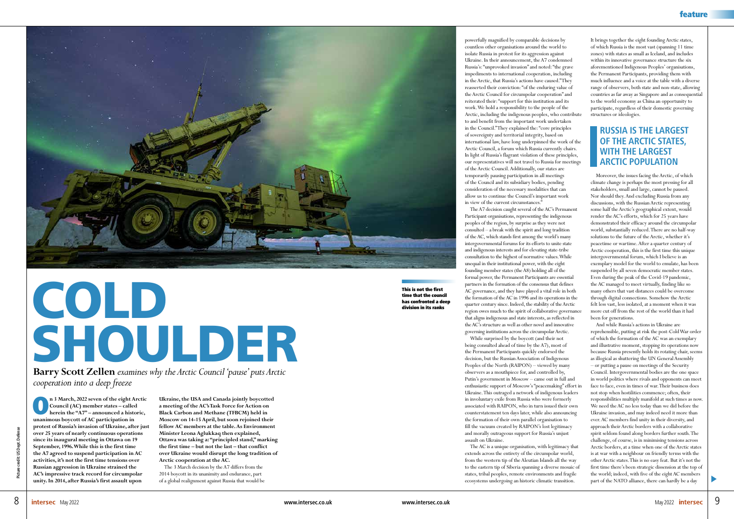# COLD SHOULDER

**Barry Scott Zellen** *examines why the Arctic Council 'pause' puts Arctic cooperation into a deep freeze*

**On 3 March, 2022 seven of the eight Arctic Council (AC) member states – called herein the "A7" – announced a historic, unanimous boycott of AC participation in protest of Russia's invasion of Ukraine, after just over 25 years of nearly continuous operations since its inaugural meeting in Ottawa on 19 September, 1996. While this is the first time the A7 agreed to suspend participation in AC activities, it's not the first time tensions over Russian aggression in Ukraine strained the AC's impressive track record for circumpolar unity. In 2014, after Russia's first assault upon Ukraine, the USA and Canada jointly boycotted a meeting of the AC's Task Force for Action on Black Carbon and Methane (TFBCM) held in Moscow on 14-15 April, but soon rejoined their fellow AC members at the table. As Environment Minister Leona Aglukkaq then explained, Ottawa was taking a: "principled stand," marking the first time – but not the last – that conflict over Ukraine would disrupt the long tradition of Arctic cooperation at the AC.**

The 3 March decision by the A7 differs from the 2014 boycott in its unanimity and endurance, part of a global realignment against Russia that would be powerfully magnified by comparable decisions by countless other organisations around the world to isolate Russia in protest for its aggression against Ukraine. In their announcement, the A7 condemned Russia's: "unprovoked invasion" and noted: "the grave impediments to international cooperation, including in the Arctic, that Russia's actions have caused." They reasserted their conviction: "of the enduring value of the Arctic Council for circumpolar cooperation" and reiterated their: "support for this institution and its work. We hold a responsibility to the people of the Arctic, including the indigenous peoples, who contribute to and benefit from the important work undertaken in the Council." They explained the: "core principles of sovereignty and territorial integrity, based on international law, have long underpinned the work of the Arctic Council, a forum which Russia currently chairs. In light of Russia's flagrant violation of these principles, our representatives will not travel to Russia for meetings of the Arctic Council. Additionally, our states are temporarily pausing participation in all meetings of the Council and its subsidiary bodies, pending consideration of the necessary modalities that can allow us to continue the Council's important work in view of the current circumstances."

> This is not the first time that the council has confronted a deep division in its ranks

The A7 decision caught several of the AC's Permanent Participant organisations, representing the indigenous peoples of the region, by surprise as they were not consulted – a break with the spirit and long tradition of the AC, which stands first among the world's many intergovernmental forums for its efforts to unite state and indigenous interests and for elevating state-tribe consultation to the highest of normative values. While unequal in their institutional power, with the eight founding member states (the A8) holding all of the formal power, the Permanent Participants are essential partners in the formation of the consensus that defines AC governance, and they have played a vital role in both the formation of the AC in 1996 and its operations in the quarter century since. Indeed, the stability of the Arctic region owes much to the spirit of collaborative governance that aligns indigenous and state interests, as reflected in the AC's structure as well as other novel and innovative governing institutions across the circumpolar Arctic.

While surprised by the boycott (and their not being consulted ahead of time by the A7), most of the Permanent Participants quickly endorsed the decision, but the Russian Association of Indigenous Peoples of the North (RAIPON) – viewed by many observers as a mouthpiece for, and controlled by, Putin's government in Moscow – came out in full and enthusiastic support of Moscow's "peacemaking" effort in Ukraine. This outraged a network of indigenous leaders in involuntary exile from Russia who were formerly associated with RAIPON, who in turn issued their own counterstatement ten days later, while also announcing the formation of their own parallel organisation to fill the vacuum created by RAIPON's lost legitimacy and morally outrageous support for Russia's unjust assault on Ukraine.

The AC is a unique organisation, with legitimacy that extends across the entirety of the circumpolar world, from the western tip of the Aleutian Islands all the way to the eastern tip of Siberia spanning a diverse mosaic of states, tribal peoples, remote environments and fragile ecosystems undergoing an historic climatic transition. It brings together the eight founding Arctic states, of which Russia is the most vast (spanning 11 time zones) with states as small as Iceland, and includes within its innovative governance structure the six aforementioned Indigenous Peoples' organisations, the Permanent Participants, providing them with much influence and a voice at the table with a diverse range of observers, both state and non-state, allowing countries as far away as Singapore and as consequential to the world economy as China an opportunity to participate, regardless of their domestic governing structures or ideologies.

> **RUSSIA IS THE LARGEST OF THE ARCTIC STATES, WITH THE LARGEST ARCTIC POPULATION**

Moreover, the issues facing the Arctic, of which climate change is perhaps the most pressing for all stakeholders, small and large, cannot be paused. Nor should they. And excluding Russia from any discussions, with the Russian Arctic representing some half the Arctic's geographical extent, would render the AC's efforts, which for 25 years have demonstrated their efficacy around the circumpolar world, substantially reduced. There are no half-way solutions to the future of the Arctic, whether it's peacetime or wartime. After a quarter century of Arctic cooperation, this is the first time this unique intergovernmental forum, which I believe is an exemplary model for the world to emulate, has been suspended by all seven democratic member states. Even during the peak of the Covid-19 pandemic, the AC managed to meet virtually, finding like so many others that vast distances could be overcome through digital connections. Somehow the Arctic felt less vast, less isolated, at a moment when it was more cut off from the rest of the world than it had been for generations.

And while Russia's actions in Ukraine are reprehensible, putting at risk the post-Cold War order of which the formation of the AC was an exemplary and illustrative moment, stopping its operations now because Russia presently holds its rotating chair, seems as illogical as shuttering the UN General Assembly – or putting a pause on meetings of the Security Council. Intergovernmental bodies are the one space in world politics where rivals and opponents can meet face to face, even in times of war. Their business does not stop when hostilities commence; often, their responsibilities multiply manifold at such times as now. We need the AC no less today than we did before the Ukraine invasion, and may indeed need it more than ever. AC members find unity in their diversity, and approach their Arctic borders with a collaborative spirit seldom found along borders further south. The challenge, of course, is in minimising tensions across Arctic borders, at a time when one of the Arctic states is at war with a neighbour on friendly terms with the other Arctic states. This is no easy feat. But it's not the first time there's been strategic dissension at the top of the world; indeed, with five of the eight AC members part of the NATO alliance, there can hardly be a day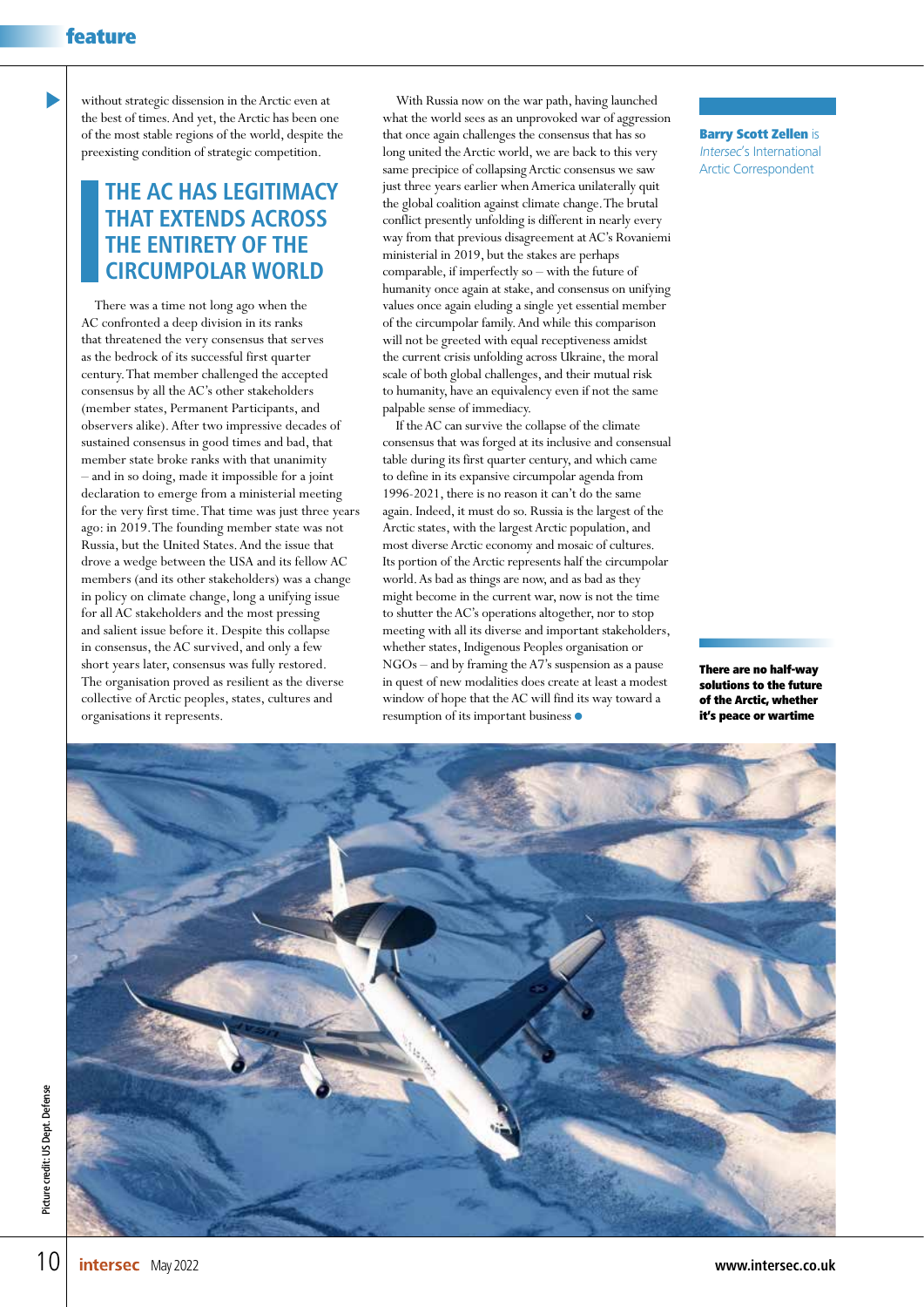without strategic dissension in the Arctic even at the best of times. And yet, the Arctic has been one of the most stable regions of the world, despite the preexisting condition of strategic competition.

## THE AC HAS LEGITIMACY THAT EXTENDS ACROSS THE ENTIRETY OF THE CIRCUMPOLAR WORLD

There was a time not long ago when the AC confronted a deep division in its ranks that threatened the very consensus that serves as the bedrock of its successful first quarter century. That member challenged the accepted consensus by all the AC's other stakeholders (member states, Permanent Participants, and observers alike). After two impressive decades of sustained consensus in good times and bad, that member state broke ranks with that unanimity – and in so doing, made it impossible for a joint declaration to emerge from a ministerial meeting for the very first time. That time was just three years ago: in 2019. The founding member state was not Russia, but the United States. And the issue that drove a wedge between the USA and its fellow AC members (and its other stakeholders) was a change in policy on climate change, long a unifying issue for all AC stakeholders and the most pressing and salient issue before it. Despite this collapse in consensus, the AC survived, and only a few short years later, consensus was fully restored. The organisation proved as resilient as the diverse collective of Arctic peoples, states, cultures and organisations it represents.

With Russia now on the war path, having launched what the world sees as an unprovoked war of aggression that once again challenges the consensus that has so long united the Arctic world, we are back to this very same precipice of collapsing Arctic consensus we saw just three years earlier when America unilaterally quit the global coalition against climate change. The brutal conflict presently unfolding is different in nearly every way from that previous disagreement at AC's Rovaniemi ministerial in 2019, but the stakes are perhaps comparable, if imperfectly so – with the future of humanity once again at stake, and consensus on unifying values once again eluding a single yet essential member of the circumpolar family. And while this comparison will not be greeted with equal receptiveness amidst the current crisis unfolding across Ukraine, the moral scale of both global challenges, and their mutual risk to humanity, have an equivalency even if not the same palpable sense of immediacy.

If the AC can survive the collapse of the climate consensus that was forged at its inclusive and consensual table during its first quarter century, and which came to define in its expansive circumpolar agenda from 1996-2021, there is no reason it can't do the same again. Indeed, it must do so. Russia is the largest of the Arctic states, with the largest Arctic population, and most diverse Arctic economy and mosaic of cultures. Its portion of the Arctic represents half the circumpolar world. As bad as things are now, and as bad as they might become in the current war, now is not the time to shutter the AC's operations altogether, nor to stop meeting with all its diverse and important stakeholders, whether states, Indigenous Peoples organisation or NGOs – and by framing the A7's suspension as a pause in quest of new modalities does create at least a modest window of hope that the AC will find its way toward a resumption of its important business ●

**Barry Scott Zellen** is *Intersec*'s International Arctic Correspondent

**There are no half-way solutions to the future of the Arctic, whether it's peace or wartime**

Picture credit: US Dept. Defense